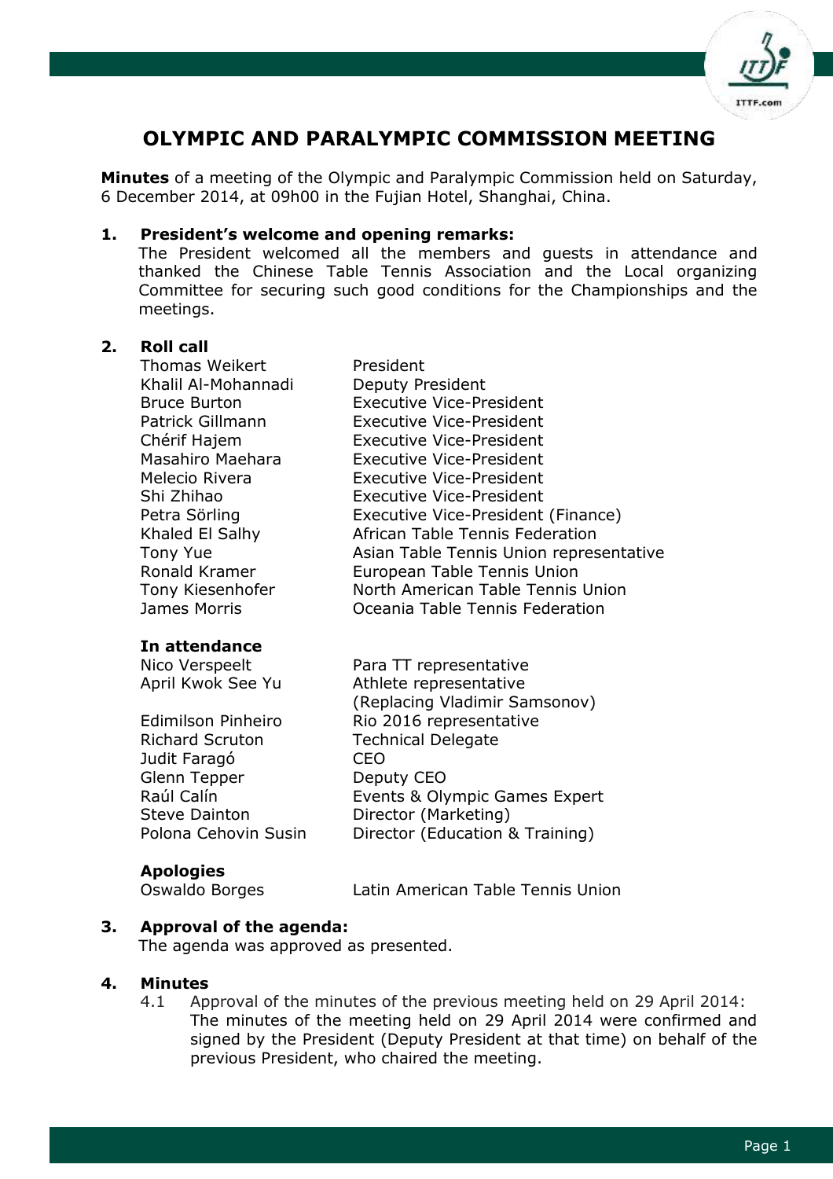# OLYMPIC AND PARALYMPIC COMMISSION MEETING

**Minutes** of a meeting of the Olympic and Paralympic Commission held on Saturday, 6 December 2014, at 09h00 in the Fujian Hotel, Shanghai, China.

## 1. President's welcome and opening remarks:

The President welcomed all the members and guests in attendance and thanked the Chinese Table Tennis Association and the Local organizing Committee for securing such good conditions for the Championships and the meetings.

## 2. Roll call

| | |
|---|---|
| Thomas Weikert | President |
| Khalil Al-Mohannadi | Deputy President |
| Bruce Burton | Executive Vice-President |
| Patrick Gillmann | Executive Vice-President |
| Chérif Hajem | Executive Vice-President |
| Masahiro Maehara | Executive Vice-President |
| Melecio Rivera | Executive Vice-President |
| Shi Zhihao | Executive Vice-President |
| Petra Sörling | Executive Vice-President (Finance) |
| Khaled El Salhy | African Table Tennis Federation |
| Tony Yue | Asian Table Tennis Union representative |
| Ronald Kramer | European Table Tennis Union |
| Tony Kiesenhofer | North American Table Tennis Union |
| James Morris | Oceania Table Tennis Federation |

**In attendance**

| | |
|---|---|
| Nico Verspeelt | Para TT representative |
| April Kwok See Yu | Athlete representative (Replacing Vladimir Samsonov) |
| Edimilson Pinheiro | Rio 2016 representative |
| Richard Scruton | Technical Delegate |
| Judit Faragó | CEO |
| Glenn Tepper | Deputy CEO |
| Raúl Calín | Events & Olympic Games Expert |
| Steve Dainton | Director (Marketing) |
| Polona Cehovin Susin | Director (Education & Training) |

**Apologies**

| | |
|---|---|
| Oswaldo Borges | Latin American Table Tennis Union |

## 3. Approval of the agenda:

The agenda was approved as presented.

## 4. Minutes

4.1 Approval of the minutes of the previous meeting held on 29 April 2014: The minutes of the meeting held on 29 April 2014 were confirmed and signed by the President (Deputy President at that time) on behalf of the previous President, who chaired the meeting.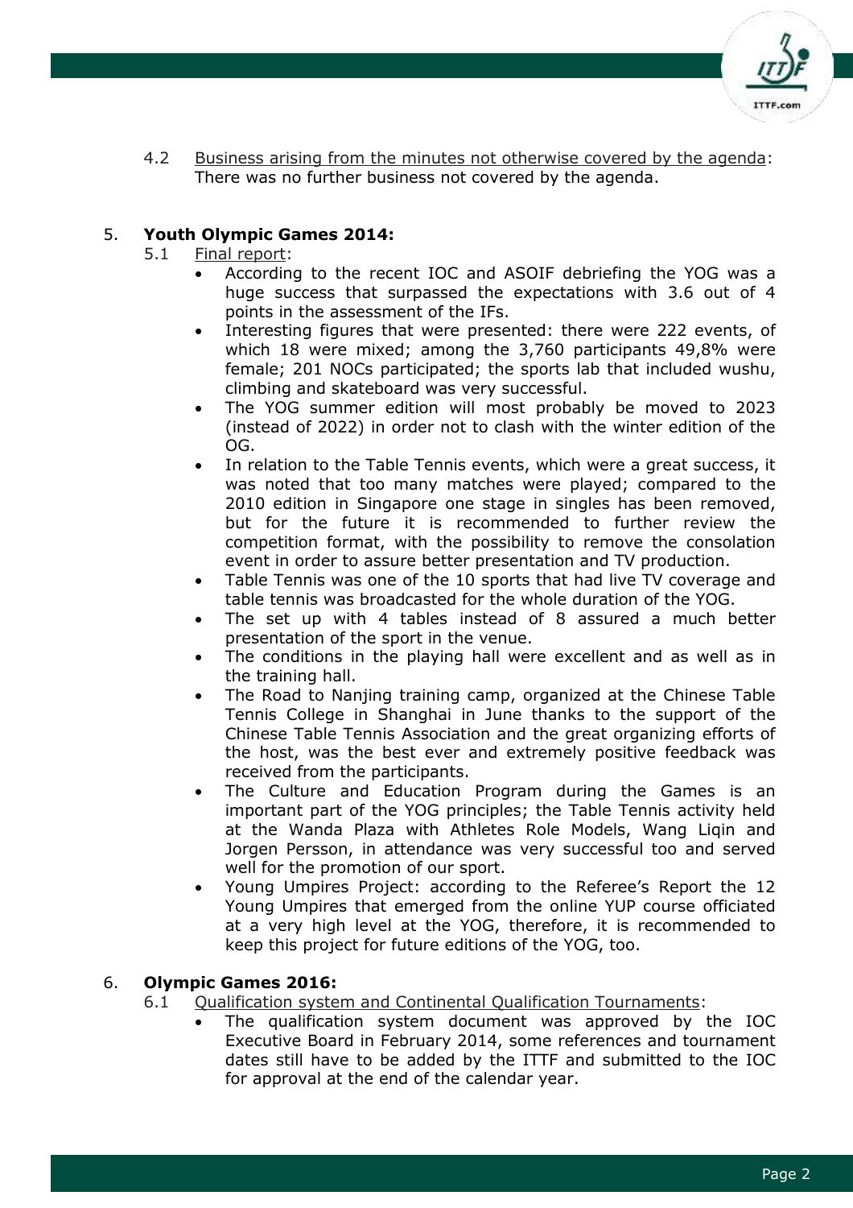4.2 Business arising from the minutes not otherwise covered by the agenda: There was no further business not covered by the agenda.

## 5. Youth Olympic Games 2014:

5.1 Final report:

- According to the recent IOC and ASOIF debriefing the YOG was a huge success that surpassed the expectations with 3.6 out of 4 points in the assessment of the IFs.
- Interesting figures that were presented: there were 222 events, of which 18 were mixed; among the 3,760 participants 49,8% were female; 201 NOCs participated; the sports lab that included wushu, climbing and skateboard was very successful.
- The YOG summer edition will most probably be moved to 2023 (instead of 2022) in order not to clash with the winter edition of the OG.
- In relation to the Table Tennis events, which were a great success, it was noted that too many matches were played; compared to the 2010 edition in Singapore one stage in singles has been removed, but for the future it is recommended to further review the competition format, with the possibility to remove the consolation event in order to assure better presentation and TV production.
- Table Tennis was one of the 10 sports that had live TV coverage and table tennis was broadcasted for the whole duration of the YOG.
- The set up with 4 tables instead of 8 assured a much better presentation of the sport in the venue.
- The conditions in the playing hall were excellent and as well as in the training hall.
- The Road to Nanjing training camp, organized at the Chinese Table Tennis College in Shanghai in June thanks to the support of the Chinese Table Tennis Association and the great organizing efforts of the host, was the best ever and extremely positive feedback was received from the participants.
- The Culture and Education Program during the Games is an important part of the YOG principles; the Table Tennis activity held at the Wanda Plaza with Athletes Role Models, Wang Liqin and Jorgen Persson, in attendance was very successful too and served well for the promotion of our sport.
- Young Umpires Project: according to the Referee's Report the 12 Young Umpires that emerged from the online YUP course officiated at a very high level at the YOG, therefore, it is recommended to keep this project for future editions of the YOG, too.

## 6. Olympic Games 2016:

6.1 Qualification system and Continental Qualification Tournaments:

- The qualification system document was approved by the IOC Executive Board in February 2014, some references and tournament dates still have to be added by the ITTF and submitted to the IOC for approval at the end of the calendar year.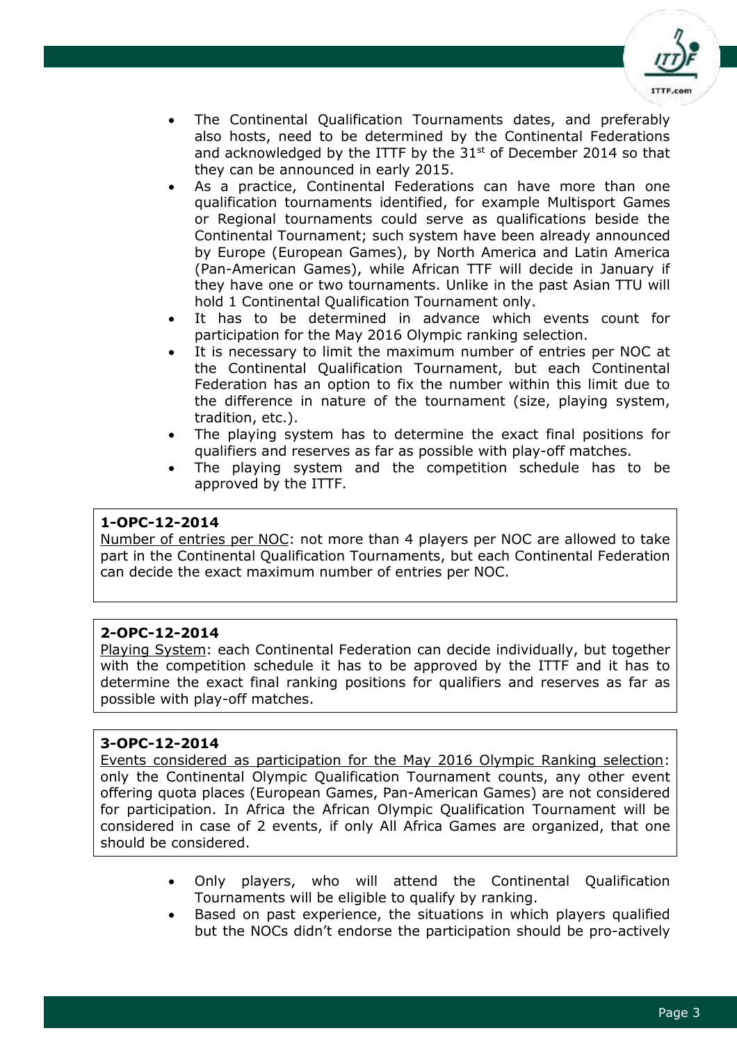- The Continental Qualification Tournaments dates, and preferably also hosts, need to be determined by the Continental Federations and acknowledged by the ITTF by the 31st of December 2014 so that they can be announced in early 2015.
- As a practice, Continental Federations can have more than one qualification tournaments identified, for example Multisport Games or Regional tournaments could serve as qualifications beside the Continental Tournament; such system have been already announced by Europe (European Games), by North America and Latin America (Pan-American Games), while African TTF will decide in January if they have one or two tournaments. Unlike in the past Asian TTU will hold 1 Continental Qualification Tournament only.
- It has to be determined in advance which events count for participation for the May 2016 Olympic ranking selection.
- It is necessary to limit the maximum number of entries per NOC at the Continental Qualification Tournament, but each Continental Federation has an option to fix the number within this limit due to the difference in nature of the tournament (size, playing system, tradition, etc.).
- The playing system has to determine the exact final positions for qualifiers and reserves as far as possible with play-off matches.
- The playing system and the competition schedule has to be approved by the ITTF.

**1-OPC-12-2014**

Number of entries per NOC: not more than 4 players per NOC are allowed to take part in the Continental Qualification Tournaments, but each Continental Federation can decide the exact maximum number of entries per NOC.

**2-OPC-12-2014**

Playing System: each Continental Federation can decide individually, but together with the competition schedule it has to be approved by the ITTF and it has to determine the exact final ranking positions for qualifiers and reserves as far as possible with play-off matches.

**3-OPC-12-2014**

Events considered as participation for the May 2016 Olympic Ranking selection: only the Continental Olympic Qualification Tournament counts, any other event offering quota places (European Games, Pan-American Games) are not considered for participation. In Africa the African Olympic Qualification Tournament will be considered in case of 2 events, if only All Africa Games are organized, that one should be considered.

- Only players, who will attend the Continental Qualification Tournaments will be eligible to qualify by ranking.
- Based on past experience, the situations in which players qualified but the NOCs didn't endorse the participation should be pro-actively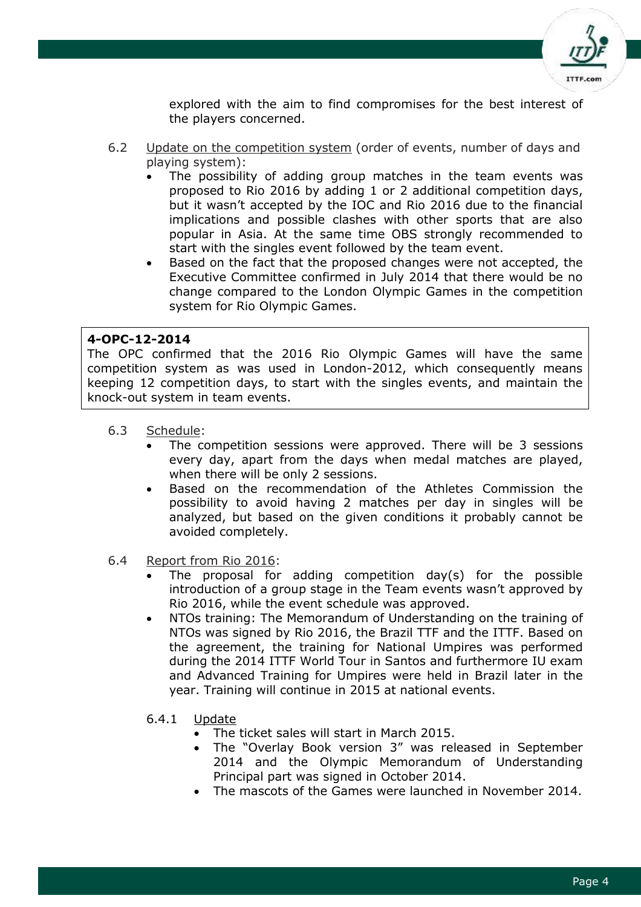explored with the aim to find compromises for the best interest of the players concerned.

6.2 Update on the competition system (order of events, number of days and playing system):

- The possibility of adding group matches in the team events was proposed to Rio 2016 by adding 1 or 2 additional competition days, but it wasn't accepted by the IOC and Rio 2016 due to the financial implications and possible clashes with other sports that are also popular in Asia. At the same time OBS strongly recommended to start with the singles event followed by the team event.
- Based on the fact that the proposed changes were not accepted, the Executive Committee confirmed in July 2014 that there would be no change compared to the London Olympic Games in the competition system for Rio Olympic Games.

**4-OPC-12-2014**
The OPC confirmed that the 2016 Rio Olympic Games will have the same competition system as was used in London-2012, which consequently means keeping 12 competition days, to start with the singles events, and maintain the knock-out system in team events.

6.3 Schedule:

- The competition sessions were approved. There will be 3 sessions every day, apart from the days when medal matches are played, when there will be only 2 sessions.
- Based on the recommendation of the Athletes Commission the possibility to avoid having 2 matches per day in singles will be analyzed, but based on the given conditions it probably cannot be avoided completely.

6.4 Report from Rio 2016:

- The proposal for adding competition day(s) for the possible introduction of a group stage in the Team events wasn't approved by Rio 2016, while the event schedule was approved.
- NTOs training: The Memorandum of Understanding on the training of NTOs was signed by Rio 2016, the Brazil TTF and the ITTF. Based on the agreement, the training for National Umpires was performed during the 2014 ITTF World Tour in Santos and furthermore IU exam and Advanced Training for Umpires were held in Brazil later in the year. Training will continue in 2015 at national events.

6.4.1 Update

- The ticket sales will start in March 2015.
- The "Overlay Book version 3" was released in September 2014 and the Olympic Memorandum of Understanding Principal part was signed in October 2014.
- The mascots of the Games were launched in November 2014.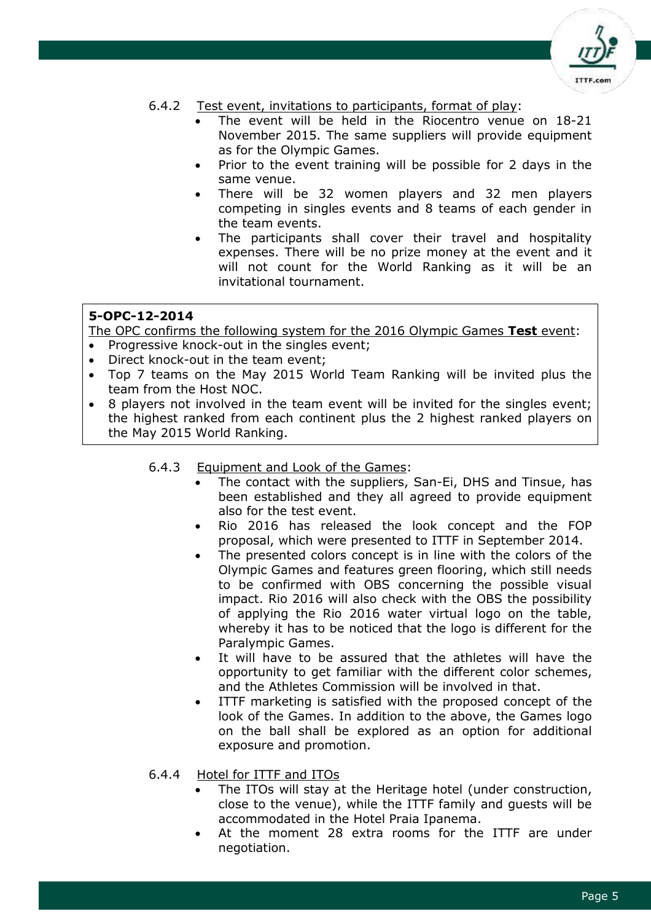6.4.2 Test event, invitations to participants, format of play:

- The event will be held in the Riocentro venue on 18-21 November 2015. The same suppliers will provide equipment as for the Olympic Games.
- Prior to the event training will be possible for 2 days in the same venue.
- There will be 32 women players and 32 men players competing in singles events and 8 teams of each gender in the team events.
- The participants shall cover their travel and hospitality expenses. There will be no prize money at the event and it will not count for the World Ranking as it will be an invitational tournament.

**5-OPC-12-2014**

The OPC confirms the following system for the 2016 Olympic Games **Test** event:

- Progressive knock-out in the singles event;
- Direct knock-out in the team event;
- Top 7 teams on the May 2015 World Team Ranking will be invited plus the team from the Host NOC.
- 8 players not involved in the team event will be invited for the singles event; the highest ranked from each continent plus the 2 highest ranked players on the May 2015 World Ranking.

6.4.3 Equipment and Look of the Games:

- The contact with the suppliers, San-Ei, DHS and Tinsue, has been established and they all agreed to provide equipment also for the test event.
- Rio 2016 has released the look concept and the FOP proposal, which were presented to ITTF in September 2014.
- The presented colors concept is in line with the colors of the Olympic Games and features green flooring, which still needs to be confirmed with OBS concerning the possible visual impact. Rio 2016 will also check with the OBS the possibility of applying the Rio 2016 water virtual logo on the table, whereby it has to be noticed that the logo is different for the Paralympic Games.
- It will have to be assured that the athletes will have the opportunity to get familiar with the different color schemes, and the Athletes Commission will be involved in that.
- ITTF marketing is satisfied with the proposed concept of the look of the Games. In addition to the above, the Games logo on the ball shall be explored as an option for additional exposure and promotion.

6.4.4 Hotel for ITTF and ITOs

- The ITOs will stay at the Heritage hotel (under construction, close to the venue), while the ITTF family and guests will be accommodated in the Hotel Praia Ipanema.
- At the moment 28 extra rooms for the ITTF are under negotiation.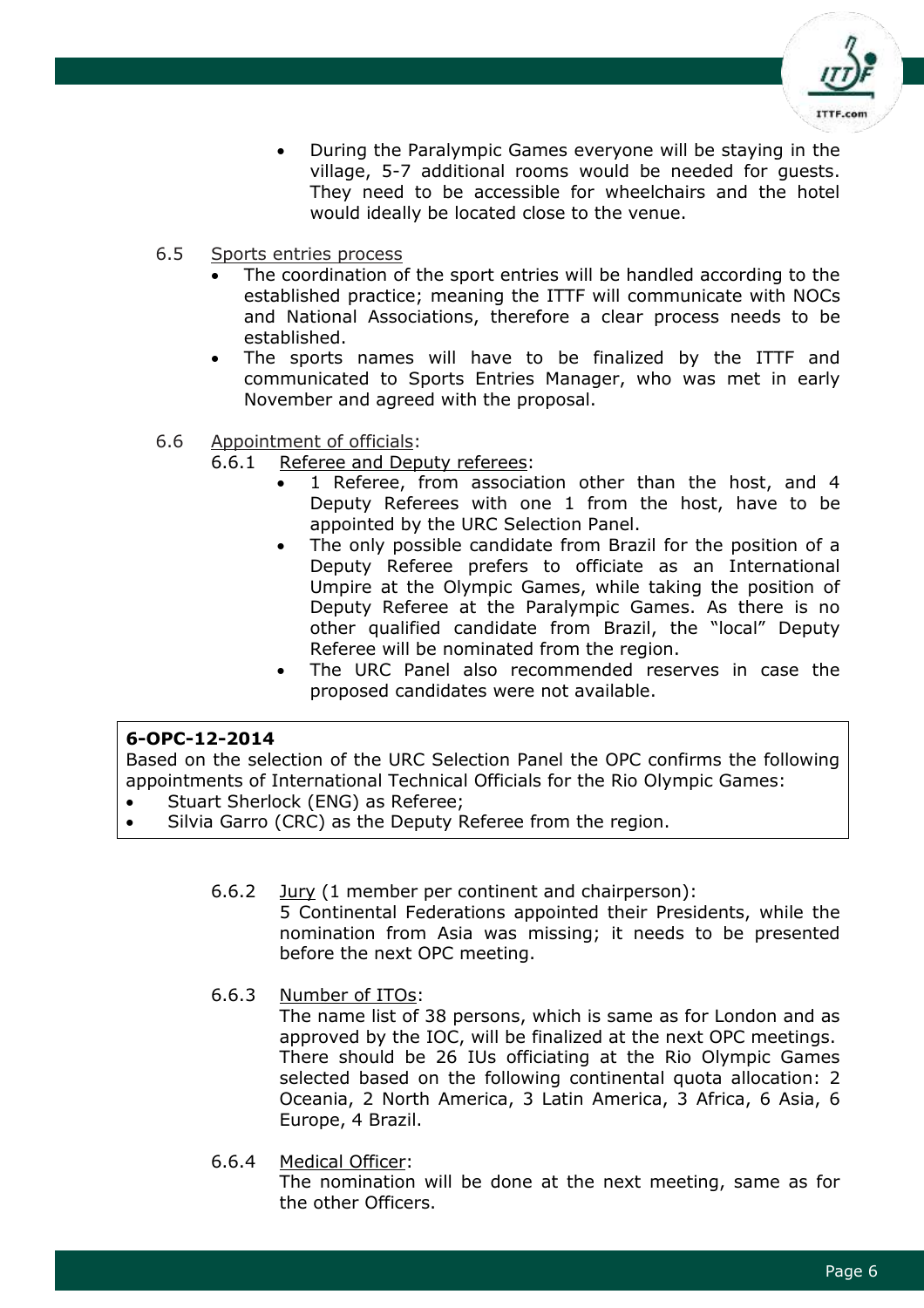- During the Paralympic Games everyone will be staying in the village, 5-7 additional rooms would be needed for guests. They need to be accessible for wheelchairs and the hotel would ideally be located close to the venue.

6.5 Sports entries process

- The coordination of the sport entries will be handled according to the established practice; meaning the ITTF will communicate with NOCs and National Associations, therefore a clear process needs to be established.
- The sports names will have to be finalized by the ITTF and communicated to Sports Entries Manager, who was met in early November and agreed with the proposal.

6.6 Appointment of officials:

6.6.1 Referee and Deputy referees:

- 1 Referee, from association other than the host, and 4 Deputy Referees with one 1 from the host, have to be appointed by the URC Selection Panel.
- The only possible candidate from Brazil for the position of a Deputy Referee prefers to officiate as an International Umpire at the Olympic Games, while taking the position of Deputy Referee at the Paralympic Games. As there is no other qualified candidate from Brazil, the "local" Deputy Referee will be nominated from the region.
- The URC Panel also recommended reserves in case the proposed candidates were not available.

**6-OPC-12-2014**
Based on the selection of the URC Selection Panel the OPC confirms the following appointments of International Technical Officials for the Rio Olympic Games:

- Stuart Sherlock (ENG) as Referee;
- Silvia Garro (CRC) as the Deputy Referee from the region.

6.6.2 Jury (1 member per continent and chairperson):
5 Continental Federations appointed their Presidents, while the nomination from Asia was missing; it needs to be presented before the next OPC meeting.

6.6.3 Number of ITOs:
The name list of 38 persons, which is same as for London and as approved by the IOC, will be finalized at the next OPC meetings. There should be 26 IUs officiating at the Rio Olympic Games selected based on the following continental quota allocation: 2 Oceania, 2 North America, 3 Latin America, 3 Africa, 6 Asia, 6 Europe, 4 Brazil.

6.6.4 Medical Officer:
The nomination will be done at the next meeting, same as for the other Officers.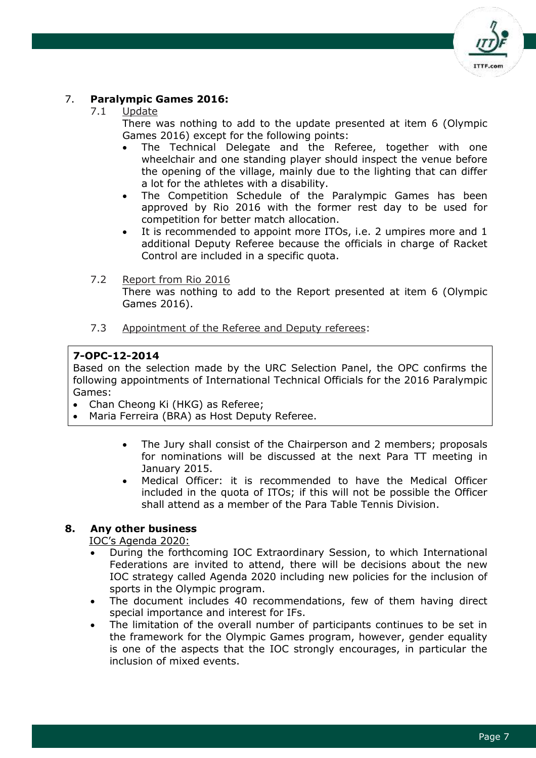## 7. **Paralympic Games 2016:**

7.1 Update

There was nothing to add to the update presented at item 6 (Olympic Games 2016) except for the following points:

- The Technical Delegate and the Referee, together with one wheelchair and one standing player should inspect the venue before the opening of the village, mainly due to the lighting that can differ a lot for the athletes with a disability.
- The Competition Schedule of the Paralympic Games has been approved by Rio 2016 with the former rest day to be used for competition for better match allocation.
- It is recommended to appoint more ITOs, i.e. 2 umpires more and 1 additional Deputy Referee because the officials in charge of Racket Control are included in a specific quota.

7.2 Report from Rio 2016

There was nothing to add to the Report presented at item 6 (Olympic Games 2016).

7.3 Appointment of the Referee and Deputy referees:

> **7-OPC-12-2014**
>
> Based on the selection made by the URC Selection Panel, the OPC confirms the following appointments of International Technical Officials for the 2016 Paralympic Games:
>
> - Chan Cheong Ki (HKG) as Referee;
> - Maria Ferreira (BRA) as Host Deputy Referee.

- The Jury shall consist of the Chairperson and 2 members; proposals for nominations will be discussed at the next Para TT meeting in January 2015.
- Medical Officer: it is recommended to have the Medical Officer included in the quota of ITOs; if this will not be possible the Officer shall attend as a member of the Para Table Tennis Division.

## 8. **Any other business**

IOC's Agenda 2020:

- During the forthcoming IOC Extraordinary Session, to which International Federations are invited to attend, there will be decisions about the new IOC strategy called Agenda 2020 including new policies for the inclusion of sports in the Olympic program.
- The document includes 40 recommendations, few of them having direct special importance and interest for IFs.
- The limitation of the overall number of participants continues to be set in the framework for the Olympic Games program, however, gender equality is one of the aspects that the IOC strongly encourages, in particular the inclusion of mixed events.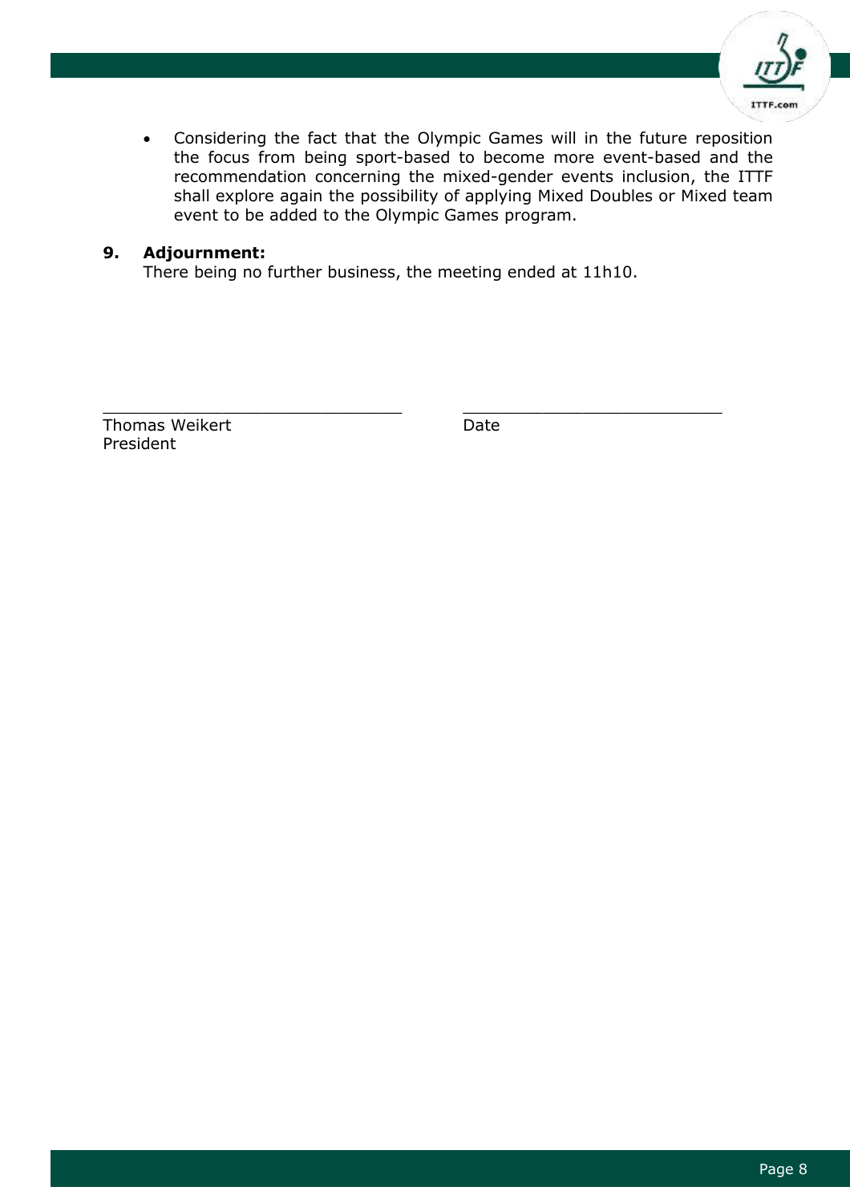- Considering the fact that the Olympic Games will in the future reposition the focus from being sport-based to become more event-based and the recommendation concerning the mixed-gender events inclusion, the ITTF shall explore again the possibility of applying Mixed Doubles or Mixed team event to be added to the Olympic Games program.

**9. Adjournment:**

There being no further business, the meeting ended at 11h10.

\_\_\_\_\_\_\_\_\_\_\_\_\_\_\_\_\_\_\_\_\_\_\_\_\_\_\_\_\_\_
Thomas Weikert
President

\_\_\_\_\_\_\_\_\_\_\_\_\_\_\_\_\_\_\_\_\_\_\_\_\_\_
Date